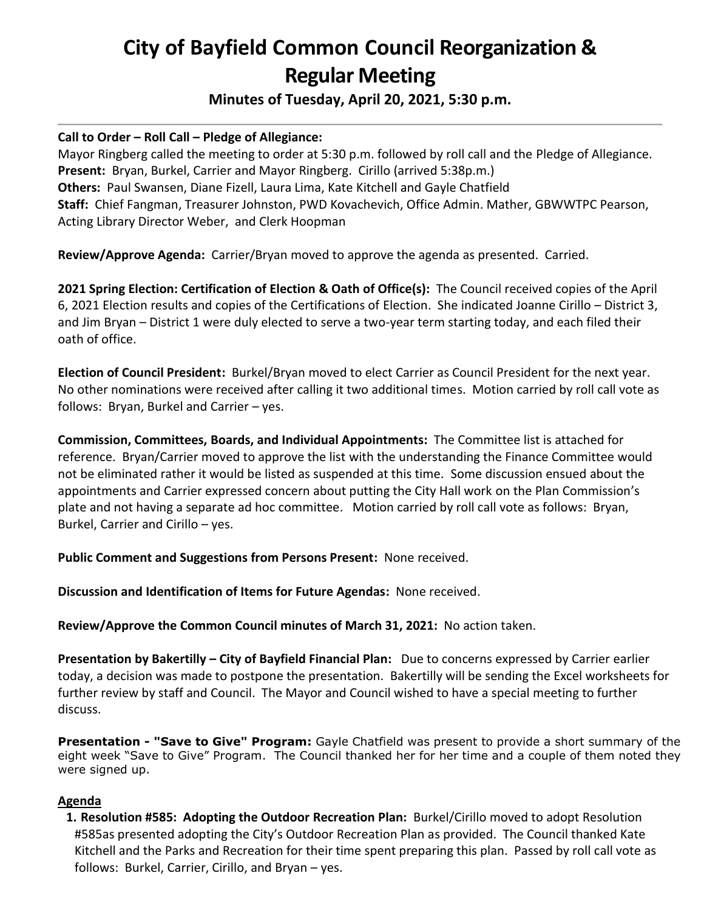# City of Bayfield Common Council Reorganization & Regular Meeting

**Minutes of Tuesday, April 20, 2021, 5:30 p.m.**

---

**Call to Order – Roll Call – Pledge of Allegiance:**
Mayor Ringberg called the meeting to order at 5:30 p.m. followed by roll call and the Pledge of Allegiance.
**Present:** Bryan, Burkel, Carrier and Mayor Ringberg. Cirillo (arrived 5:38p.m.)
**Others:** Paul Swansen, Diane Fizell, Laura Lima, Kate Kitchell and Gayle Chatfield
**Staff:** Chief Fangman, Treasurer Johnston, PWD Kovachevich, Office Admin. Mather, GBWWTPC Pearson, Acting Library Director Weber, and Clerk Hoopman

**Review/Approve Agenda:** Carrier/Bryan moved to approve the agenda as presented. Carried.

**2021 Spring Election: Certification of Election & Oath of Office(s):** The Council received copies of the April 6, 2021 Election results and copies of the Certifications of Election. She indicated Joanne Cirillo – District 3, and Jim Bryan – District 1 were duly elected to serve a two-year term starting today, and each filed their oath of office.

**Election of Council President:** Burkel/Bryan moved to elect Carrier as Council President for the next year. No other nominations were received after calling it two additional times. Motion carried by roll call vote as follows: Bryan, Burkel and Carrier – yes.

**Commission, Committees, Boards, and Individual Appointments:** The Committee list is attached for reference. Bryan/Carrier moved to approve the list with the understanding the Finance Committee would not be eliminated rather it would be listed as suspended at this time. Some discussion ensued about the appointments and Carrier expressed concern about putting the City Hall work on the Plan Commission's plate and not having a separate ad hoc committee. Motion carried by roll call vote as follows: Bryan, Burkel, Carrier and Cirillo – yes.

**Public Comment and Suggestions from Persons Present:** None received.

**Discussion and Identification of Items for Future Agendas:** None received.

**Review/Approve the Common Council minutes of March 31, 2021:** No action taken.

**Presentation by Bakertilly – City of Bayfield Financial Plan:** Due to concerns expressed by Carrier earlier today, a decision was made to postpone the presentation. Bakertilly will be sending the Excel worksheets for further review by staff and Council. The Mayor and Council wished to have a special meeting to further discuss.

**Presentation - "Save to Give" Program:** Gayle Chatfield was present to provide a short summary of the eight week "Save to Give" Program. The Council thanked her for her time and a couple of them noted they were signed up.

**Agenda**

1. **Resolution #585: Adopting the Outdoor Recreation Plan:** Burkel/Cirillo moved to adopt Resolution #585as presented adopting the City's Outdoor Recreation Plan as provided. The Council thanked Kate Kitchell and the Parks and Recreation for their time spent preparing this plan. Passed by roll call vote as follows: Burkel, Carrier, Cirillo, and Bryan – yes.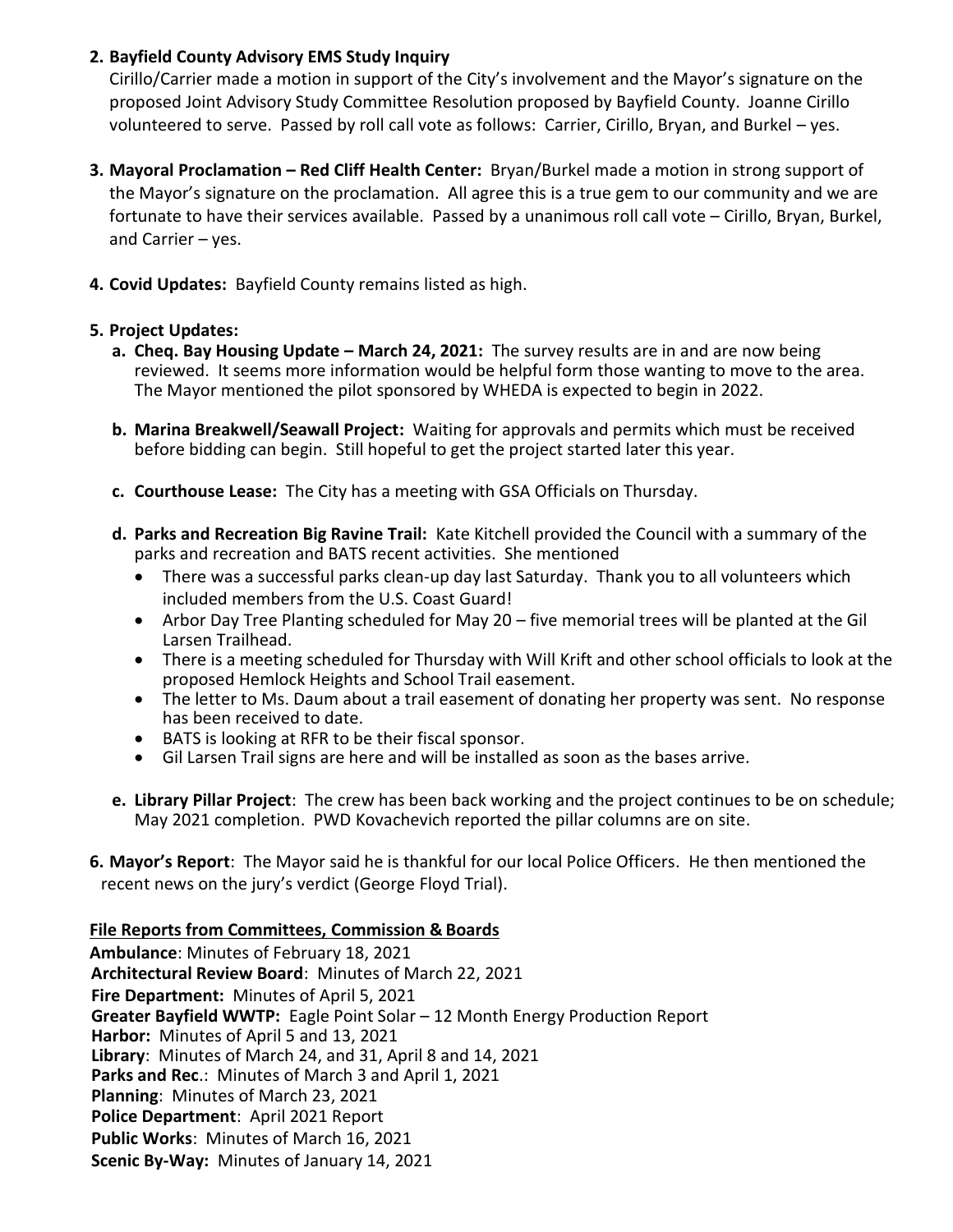**2. Bayfield County Advisory EMS Study Inquiry**
Cirillo/Carrier made a motion in support of the City's involvement and the Mayor's signature on the proposed Joint Advisory Study Committee Resolution proposed by Bayfield County. Joanne Cirillo volunteered to serve. Passed by roll call vote as follows: Carrier, Cirillo, Bryan, and Burkel – yes.

**3. Mayoral Proclamation – Red Cliff Health Center:** Bryan/Burkel made a motion in strong support of the Mayor's signature on the proclamation. All agree this is a true gem to our community and we are fortunate to have their services available. Passed by a unanimous roll call vote – Cirillo, Bryan, Burkel, and Carrier – yes.

**4. Covid Updates:** Bayfield County remains listed as high.

**5. Project Updates:**

**a. Cheq. Bay Housing Update – March 24, 2021:** The survey results are in and are now being reviewed. It seems more information would be helpful form those wanting to move to the area. The Mayor mentioned the pilot sponsored by WHEDA is expected to begin in 2022.

**b. Marina Breakwell/Seawall Project:** Waiting for approvals and permits which must be received before bidding can begin. Still hopeful to get the project started later this year.

**c. Courthouse Lease:** The City has a meeting with GSA Officials on Thursday.

**d. Parks and Recreation Big Ravine Trail:** Kate Kitchell provided the Council with a summary of the parks and recreation and BATS recent activities. She mentioned

- There was a successful parks clean-up day last Saturday. Thank you to all volunteers which included members from the U.S. Coast Guard!
- Arbor Day Tree Planting scheduled for May 20 – five memorial trees will be planted at the Gil Larsen Trailhead.
- There is a meeting scheduled for Thursday with Will Krift and other school officials to look at the proposed Hemlock Heights and School Trail easement.
- The letter to Ms. Daum about a trail easement of donating her property was sent. No response has been received to date.
- BATS is looking at RFR to be their fiscal sponsor.
- Gil Larsen Trail signs are here and will be installed as soon as the bases arrive.

**e. Library Pillar Project**: The crew has been back working and the project continues to be on schedule; May 2021 completion. PWD Kovachevich reported the pillar columns are on site.

**6. Mayor's Report**: The Mayor said he is thankful for our local Police Officers. He then mentioned the recent news on the jury's verdict (George Floyd Trial).

**File Reports from Committees, Commission & Boards**

**Ambulance**: Minutes of February 18, 2021
**Architectural Review Board**: Minutes of March 22, 2021
**Fire Department:** Minutes of April 5, 2021
**Greater Bayfield WWTP:** Eagle Point Solar – 12 Month Energy Production Report
**Harbor:** Minutes of April 5 and 13, 2021
**Library**: Minutes of March 24, and 31, April 8 and 14, 2021
**Parks and Rec**.: Minutes of March 3 and April 1, 2021
**Planning**: Minutes of March 23, 2021
**Police Department**: April 2021 Report
**Public Works**: Minutes of March 16, 2021
**Scenic By-Way:** Minutes of January 14, 2021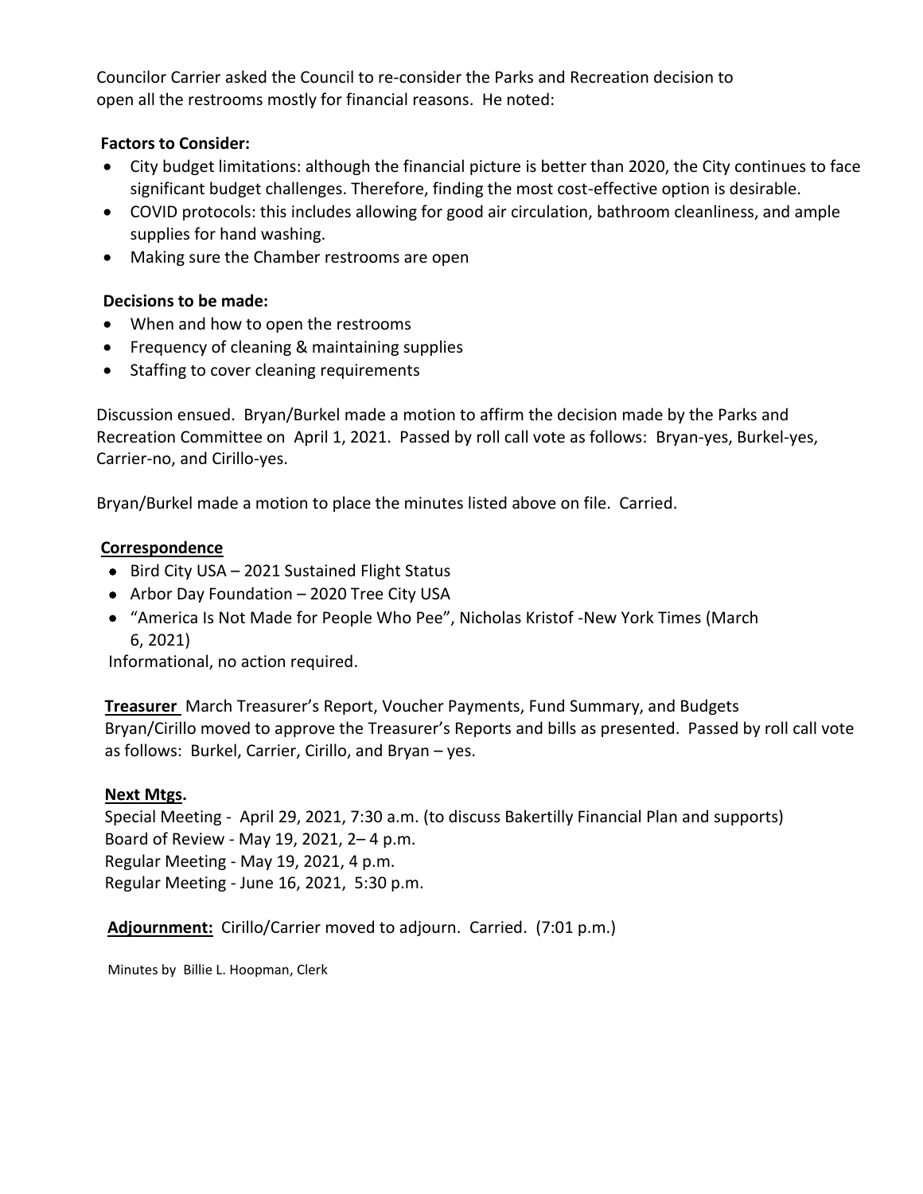Councilor Carrier asked the Council to re-consider the Parks and Recreation decision to open all the restrooms mostly for financial reasons. He noted:

**Factors to Consider:**

- City budget limitations: although the financial picture is better than 2020, the City continues to face significant budget challenges. Therefore, finding the most cost-effective option is desirable.
- COVID protocols: this includes allowing for good air circulation, bathroom cleanliness, and ample supplies for hand washing.
- Making sure the Chamber restrooms are open

**Decisions to be made:**

- When and how to open the restrooms
- Frequency of cleaning & maintaining supplies
- Staffing to cover cleaning requirements

Discussion ensued. Bryan/Burkel made a motion to affirm the decision made by the Parks and Recreation Committee on April 1, 2021. Passed by roll call vote as follows: Bryan-yes, Burkel-yes, Carrier-no, and Cirillo-yes.

Bryan/Burkel made a motion to place the minutes listed above on file. Carried.

**Correspondence**

- Bird City USA – 2021 Sustained Flight Status
- Arbor Day Foundation – 2020 Tree City USA
- "America Is Not Made for People Who Pee", Nicholas Kristof -New York Times (March 6, 2021)

Informational, no action required.

**Treasurer** March Treasurer's Report, Voucher Payments, Fund Summary, and Budgets
Bryan/Cirillo moved to approve the Treasurer's Reports and bills as presented. Passed by roll call vote as follows: Burkel, Carrier, Cirillo, and Bryan – yes.

**Next Mtgs.**

Special Meeting - April 29, 2021, 7:30 a.m. (to discuss Bakertilly Financial Plan and supports)
Board of Review - May 19, 2021, 2– 4 p.m.
Regular Meeting - May 19, 2021, 4 p.m.
Regular Meeting - June 16, 2021, 5:30 p.m.

**Adjournment:** Cirillo/Carrier moved to adjourn. Carried. (7:01 p.m.)

Minutes by Billie L. Hoopman, Clerk